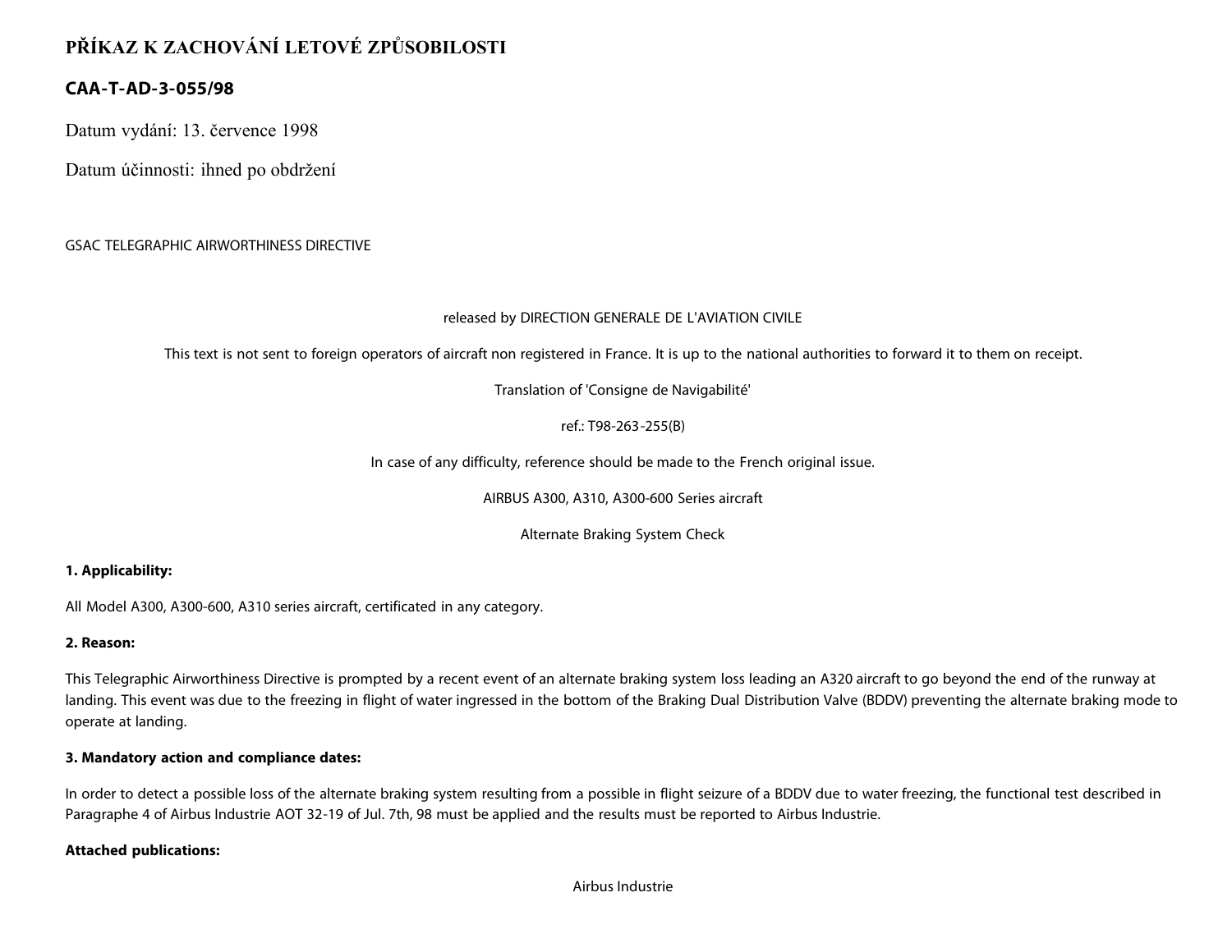# PŘÍKAZ K ZACHOVÁNÍ LETOVÉ ZPŮSOBILOSTI

## CAA-T-AD-3-055/98

Datum vydání: 13. července 1998

Datum účinnosti: ihned po obdržení

GSAC TELEGRAPHIC AIRWORTHINESS DIRECTIVE

released by DIRECTION GENERALE DE L'AVIATION CIVILE

This text is not sent to foreign operators of aircraft non registered in France. It is up to the national authorities to forward it to them on receipt.

Translation of 'Consigne de Navigabilité'

ref.: T98-263-255(B)

In case of any difficulty, reference should be made to the French original issue.

AIRBUS A300, A310, A300-600 Series aircraft

Alternate Braking System Check

**1. Applicability:**

All Model A300, A300-600, A310 series aircraft, certificated in any category.

**2. Reason:**

This Telegraphic Airworthiness Directive is prompted by a recent event of an alternate braking system loss leading an A320 aircraft to go beyond the end of the runway at landing. This event was due to the freezing in flight of water ingressed in the bottom of the Braking Dual Distribution Valve (BDDV) preventing the alternate braking mode to operate at landing.

**3. Mandatory action and compliance dates:**

In order to detect a possible loss of the alternate braking system resulting from a possible in flight seizure of a BDDV due to water freezing, the functional test described in Paragraphe 4 of Airbus Industrie AOT 32-19 of Jul. 7th, 98 must be applied and the results must be reported to Airbus Industrie.

**Attached publications:**

Airbus Industrie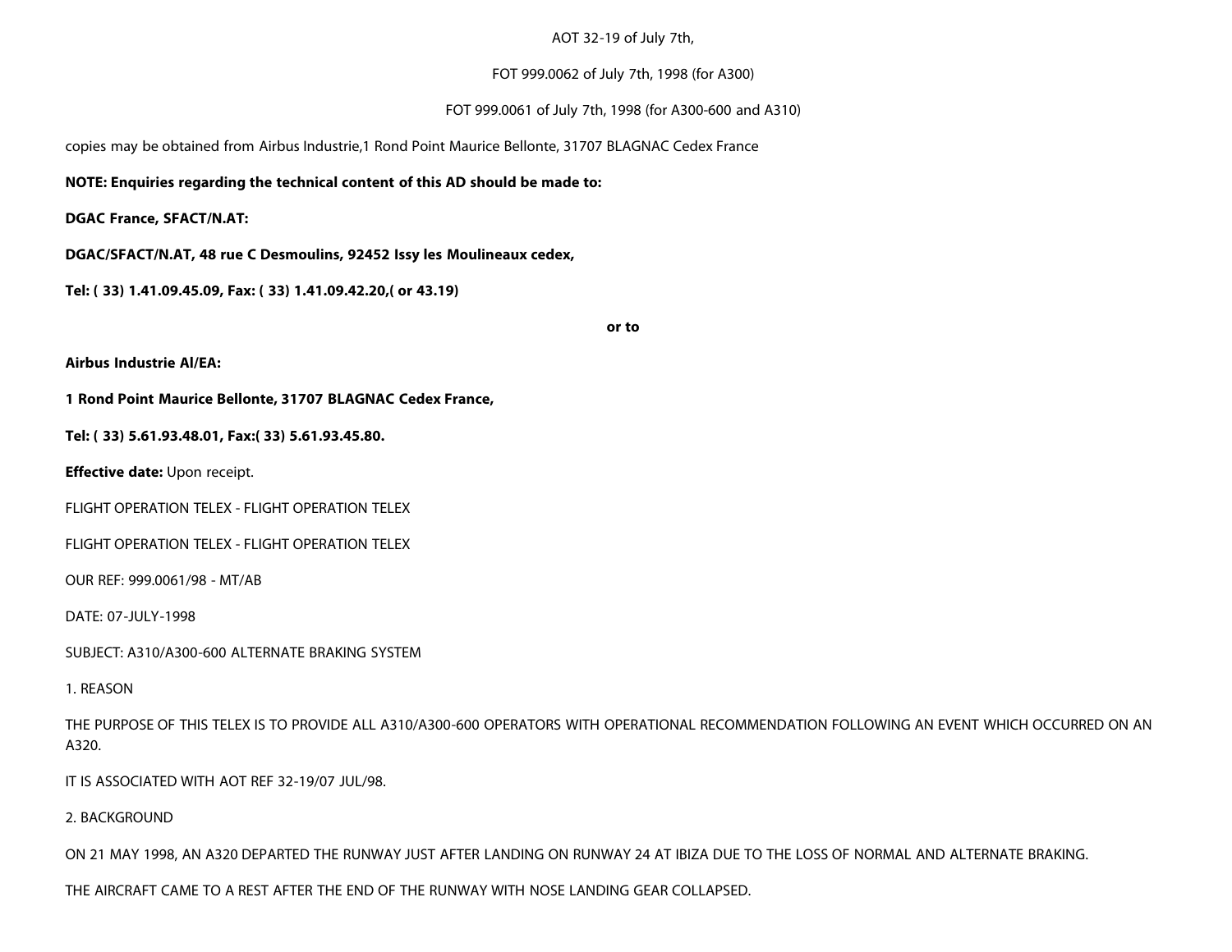AOT 32-19 of July 7th,

FOT 999.0062 of July 7th, 1998 (for A300)

FOT 999.0061 of July 7th, 1998 (for A300-600 and A310)

copies may be obtained from Airbus Industrie,1 Rond Point Maurice Bellonte, 31707 BLAGNAC Cedex France

**NOTE: Enquiries regarding the technical content of this AD should be made to:**

**DGAC France, SFACT/N.AT:**

**DGAC/SFACT/N.AT, 48 rue C Desmoulins, 92452 Issy les Moulineaux cedex,**

**Tel: ( 33) 1.41.09.45.09, Fax: ( 33) 1.41.09.42.20,( or 43.19)**

**or to**

**Airbus Industrie AI/EA:**

**1 Rond Point Maurice Bellonte, 31707 BLAGNAC Cedex France,**

**Tel: ( 33) 5.61.93.48.01, Fax:( 33) 5.61.93.45.80.**

**Effective date:** Upon receipt.

FLIGHT OPERATION TELEX - FLIGHT OPERATION TELEX

FLIGHT OPERATION TELEX - FLIGHT OPERATION TELEX

OUR REF: 999.0061/98 - MT/AB

DATE: 07-JULY-1998

SUBJECT: A310/A300-600 ALTERNATE BRAKING SYSTEM

1. REASON

THE PURPOSE OF THIS TELEX IS TO PROVIDE ALL A310/A300-600 OPERATORS WITH OPERATIONAL RECOMMENDATION FOLLOWING AN EVENT WHICH OCCURRED ON AN A320.

IT IS ASSOCIATED WITH AOT REF 32-19/07 JUL/98.

2. BACKGROUND

ON 21 MAY 1998, AN A320 DEPARTED THE RUNWAY JUST AFTER LANDING ON RUNWAY 24 AT IBIZA DUE TO THE LOSS OF NORMAL AND ALTERNATE BRAKING.

THE AIRCRAFT CAME TO A REST AFTER THE END OF THE RUNWAY WITH NOSE LANDING GEAR COLLAPSED.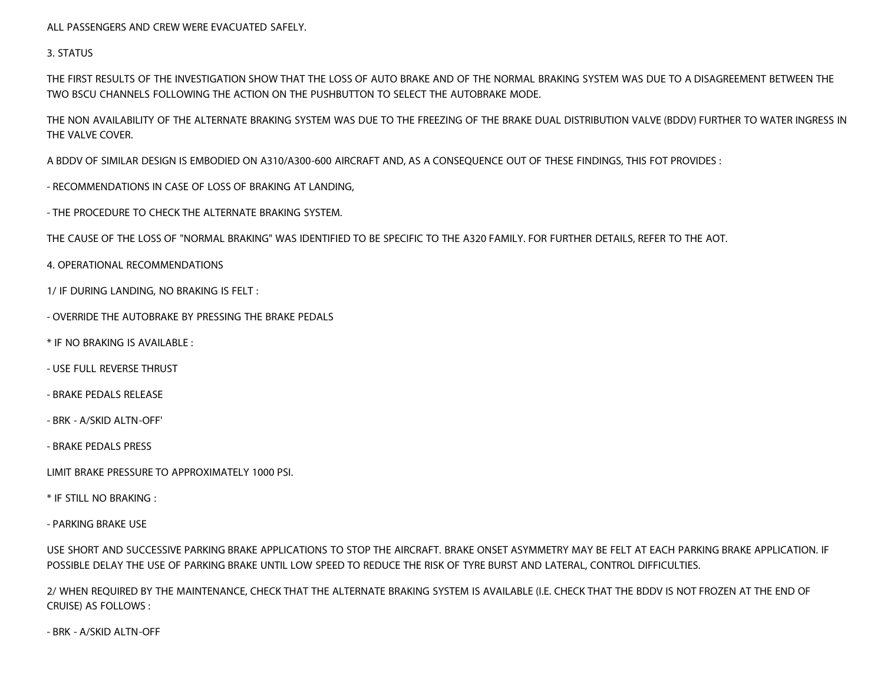ALL PASSENGERS AND CREW WERE EVACUATED SAFELY.

3. STATUS

THE FIRST RESULTS OF THE INVESTIGATION SHOW THAT THE LOSS OF AUTO BRAKE AND OF THE NORMAL BRAKING SYSTEM WAS DUE TO A DISAGREEMENT BETWEEN THE TWO BSCU CHANNELS FOLLOWING THE ACTION ON THE PUSHBUTTON TO SELECT THE AUTOBRAKE MODE.

THE NON AVAILABILITY OF THE ALTERNATE BRAKING SYSTEM WAS DUE TO THE FREEZING OF THE BRAKE DUAL DISTRIBUTION VALVE (BDDV) FURTHER TO WATER INGRESS IN THE VALVE COVER.

A BDDV OF SIMILAR DESIGN IS EMBODIED ON A310/A300-600 AIRCRAFT AND, AS A CONSEQUENCE OUT OF THESE FINDINGS, THIS FOT PROVIDES :

- RECOMMENDATIONS IN CASE OF LOSS OF BRAKING AT LANDING,

- THE PROCEDURE TO CHECK THE ALTERNATE BRAKING SYSTEM.

THE CAUSE OF THE LOSS OF "NORMAL BRAKING" WAS IDENTIFIED TO BE SPECIFIC TO THE A320 FAMILY. FOR FURTHER DETAILS, REFER TO THE AOT.

4. OPERATIONAL RECOMMENDATIONS

1/ IF DURING LANDING, NO BRAKING IS FELT :

- OVERRIDE THE AUTOBRAKE BY PRESSING THE BRAKE PEDALS

* IF NO BRAKING IS AVAILABLE :

- USE FULL REVERSE THRUST

- BRAKE PEDALS RELEASE

- BRK - A/SKID ALTN-OFF'

- BRAKE PEDALS PRESS

LIMIT BRAKE PRESSURE TO APPROXIMATELY 1000 PSI.

* IF STILL NO BRAKING :

- PARKING BRAKE USE

USE SHORT AND SUCCESSIVE PARKING BRAKE APPLICATIONS TO STOP THE AIRCRAFT. BRAKE ONSET ASYMMETRY MAY BE FELT AT EACH PARKING BRAKE APPLICATION. IF POSSIBLE DELAY THE USE OF PARKING BRAKE UNTIL LOW SPEED TO REDUCE THE RISK OF TYRE BURST AND LATERAL, CONTROL DIFFICULTIES.

2/ WHEN REQUIRED BY THE MAINTENANCE, CHECK THAT THE ALTERNATE BRAKING SYSTEM IS AVAILABLE (I.E. CHECK THAT THE BDDV IS NOT FROZEN AT THE END OF CRUISE) AS FOLLOWS :

- BRK - A/SKID ALTN-OFF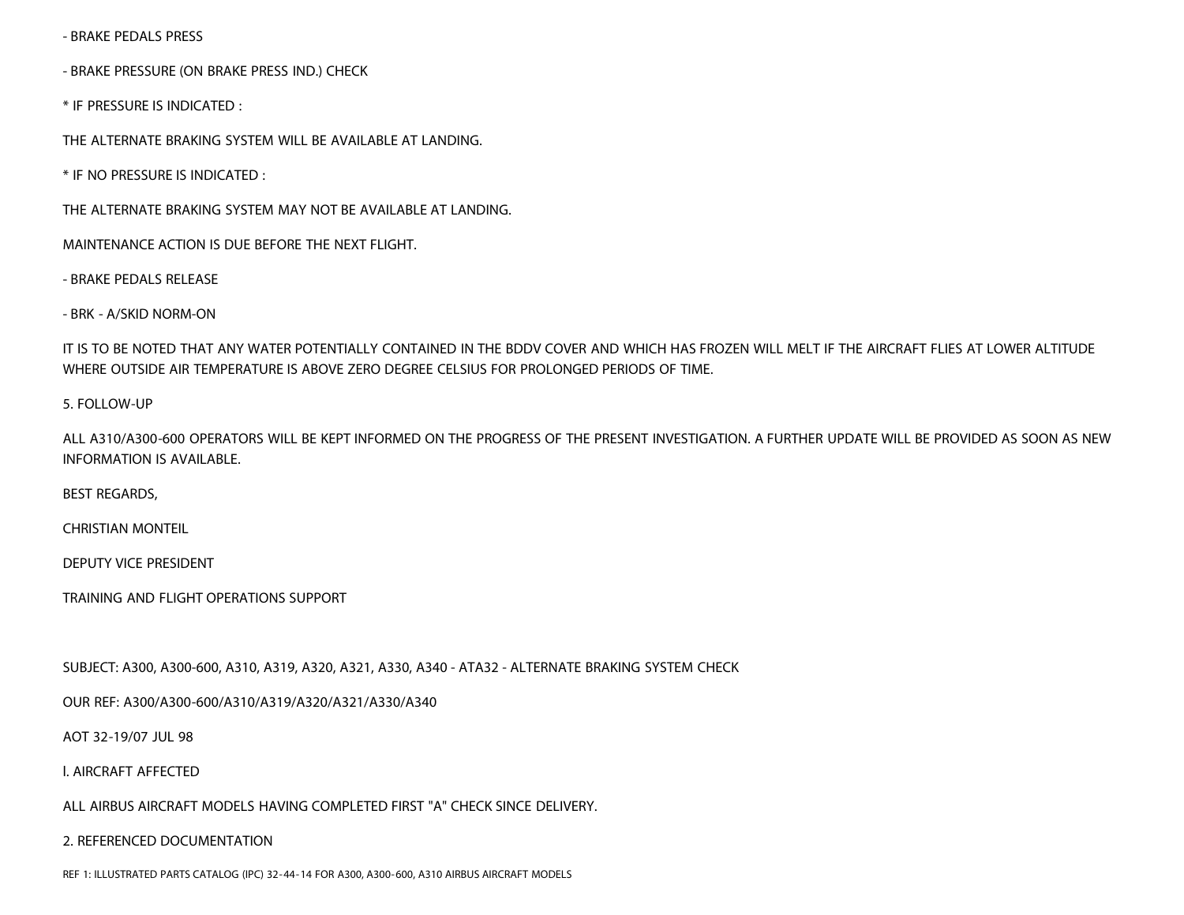- BRAKE PEDALS PRESS

- BRAKE PRESSURE (ON BRAKE PRESS IND.) CHECK

* IF PRESSURE IS INDICATED :

THE ALTERNATE BRAKING SYSTEM WILL BE AVAILABLE AT LANDING.

* IF NO PRESSURE IS INDICATED :

THE ALTERNATE BRAKING SYSTEM MAY NOT BE AVAILABLE AT LANDING.

MAINTENANCE ACTION IS DUE BEFORE THE NEXT FLIGHT.

- BRAKE PEDALS RELEASE

- BRK - A/SKID NORM-ON

IT IS TO BE NOTED THAT ANY WATER POTENTIALLY CONTAINED IN THE BDDV COVER AND WHICH HAS FROZEN WILL MELT IF THE AIRCRAFT FLIES AT LOWER ALTITUDE WHERE OUTSIDE AIR TEMPERATURE IS ABOVE ZERO DEGREE CELSIUS FOR PROLONGED PERIODS OF TIME.

5. FOLLOW-UP

ALL A310/A300-600 OPERATORS WILL BE KEPT INFORMED ON THE PROGRESS OF THE PRESENT INVESTIGATION. A FURTHER UPDATE WILL BE PROVIDED AS SOON AS NEW INFORMATION IS AVAILABLE.

BEST REGARDS,

CHRISTIAN MONTEIL

DEPUTY VICE PRESIDENT

TRAINING AND FLIGHT OPERATIONS SUPPORT

SUBJECT: A300, A300-600, A310, A319, A320, A321, A330, A340 - ATA32 - ALTERNATE BRAKING SYSTEM CHECK

OUR REF: A300/A300-600/A310/A319/A320/A321/A330/A340

AOT 32-19/07 JUL 98

l. AIRCRAFT AFFECTED

ALL AIRBUS AIRCRAFT MODELS HAVING COMPLETED FIRST "A" CHECK SINCE DELIVERY.

2. REFERENCED DOCUMENTATION

REF 1: ILLUSTRATED PARTS CATALOG (IPC) 32-44-14 FOR A300, A300-600, A310 AIRBUS AIRCRAFT MODELS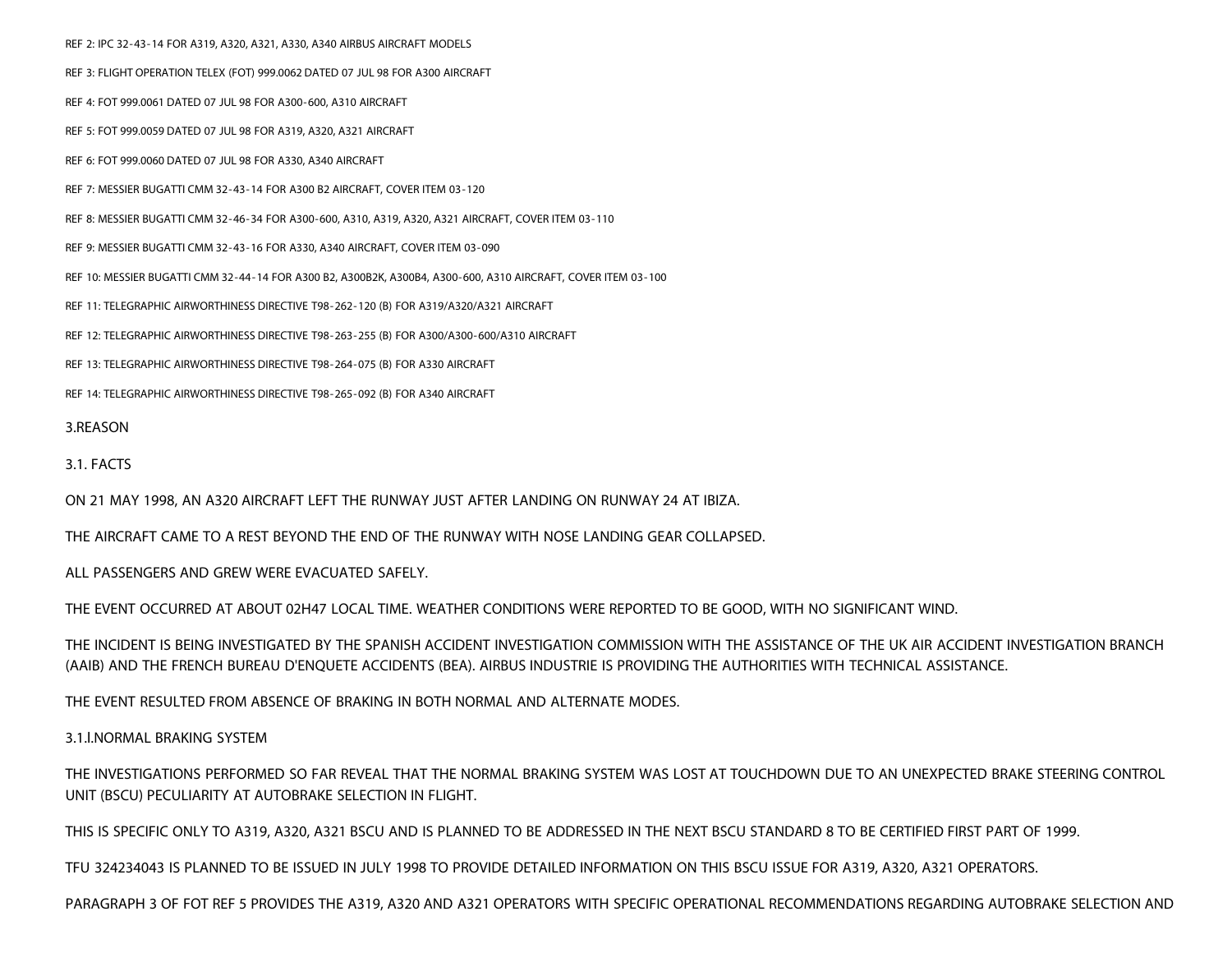REF 2: IPC 32-43-14 FOR A319, A320, A321, A330, A340 AIRBUS AIRCRAFT MODELS

REF 3: FLIGHT OPERATION TELEX (FOT) 999.0062 DATED 07 JUL 98 FOR A300 AIRCRAFT

REF 4: FOT 999.0061 DATED 07 JUL 98 FOR A300-600, A310 AIRCRAFT

REF 5: FOT 999.0059 DATED 07 JUL 98 FOR A319, A320, A321 AIRCRAFT

REF 6: FOT 999.0060 DATED 07 JUL 98 FOR A330, A340 AIRCRAFT

REF 7: MESSIER BUGATTI CMM 32-43-14 FOR A300 B2 AIRCRAFT, COVER ITEM 03-120

REF 8: MESSIER BUGATTI CMM 32-46-34 FOR A300-600, A310, A319, A320, A321 AIRCRAFT, COVER ITEM 03-110

REF 9: MESSIER BUGATTI CMM 32-43-16 FOR A330, A340 AIRCRAFT, COVER ITEM 03-090

REF 10: MESSIER BUGATTI CMM 32-44-14 FOR A300 B2, A300B2K, A300B4, A300-600, A310 AIRCRAFT, COVER ITEM 03-100

REF 11: TELEGRAPHIC AIRWORTHINESS DIRECTIVE T98-262-120 (B) FOR A319/A320/A321 AIRCRAFT

REF 12: TELEGRAPHIC AIRWORTHINESS DIRECTIVE T98-263-255 (B) FOR A300/A300-600/A310 AIRCRAFT

REF 13: TELEGRAPHIC AIRWORTHINESS DIRECTIVE T98-264-075 (B) FOR A330 AIRCRAFT

REF 14: TELEGRAPHIC AIRWORTHINESS DIRECTIVE T98-265-092 (B) FOR A340 AIRCRAFT

## 3.REASON

### 3.1. FACTS

ON 21 MAY 1998, AN A320 AIRCRAFT LEFT THE RUNWAY JUST AFTER LANDING ON RUNWAY 24 AT IBIZA.

THE AIRCRAFT CAME TO A REST BEYOND THE END OF THE RUNWAY WITH NOSE LANDING GEAR COLLAPSED.

ALL PASSENGERS AND GREW WERE EVACUATED SAFELY.

THE EVENT OCCURRED AT ABOUT 02H47 LOCAL TIME. WEATHER CONDITIONS WERE REPORTED TO BE GOOD, WITH NO SIGNIFICANT WIND.

THE INCIDENT IS BEING INVESTIGATED BY THE SPANISH ACCIDENT INVESTIGATION COMMISSION WITH THE ASSISTANCE OF THE UK AIR ACCIDENT INVESTIGATION BRANCH (AAIB) AND THE FRENCH BUREAU D'ENQUETE ACCIDENTS (BEA). AIRBUS INDUSTRIE IS PROVIDING THE AUTHORITIES WITH TECHNICAL ASSISTANCE.

THE EVENT RESULTED FROM ABSENCE OF BRAKING IN BOTH NORMAL AND ALTERNATE MODES.

#### 3.1.I.NORMAL BRAKING SYSTEM

THE INVESTIGATIONS PERFORMED SO FAR REVEAL THAT THE NORMAL BRAKING SYSTEM WAS LOST AT TOUCHDOWN DUE TO AN UNEXPECTED BRAKE STEERING CONTROL UNIT (BSCU) PECULIARITY AT AUTOBRAKE SELECTION IN FLIGHT.

THIS IS SPECIFIC ONLY TO A319, A320, A321 BSCU AND IS PLANNED TO BE ADDRESSED IN THE NEXT BSCU STANDARD 8 TO BE CERTIFIED FIRST PART OF 1999.

TFU 324234043 IS PLANNED TO BE ISSUED IN JULY 1998 TO PROVIDE DETAILED INFORMATION ON THIS BSCU ISSUE FOR A319, A320, A321 OPERATORS.

PARAGRAPH 3 OF FOT REF 5 PROVIDES THE A319, A320 AND A321 OPERATORS WITH SPECIFIC OPERATIONAL RECOMMENDATIONS REGARDING AUTOBRAKE SELECTION AND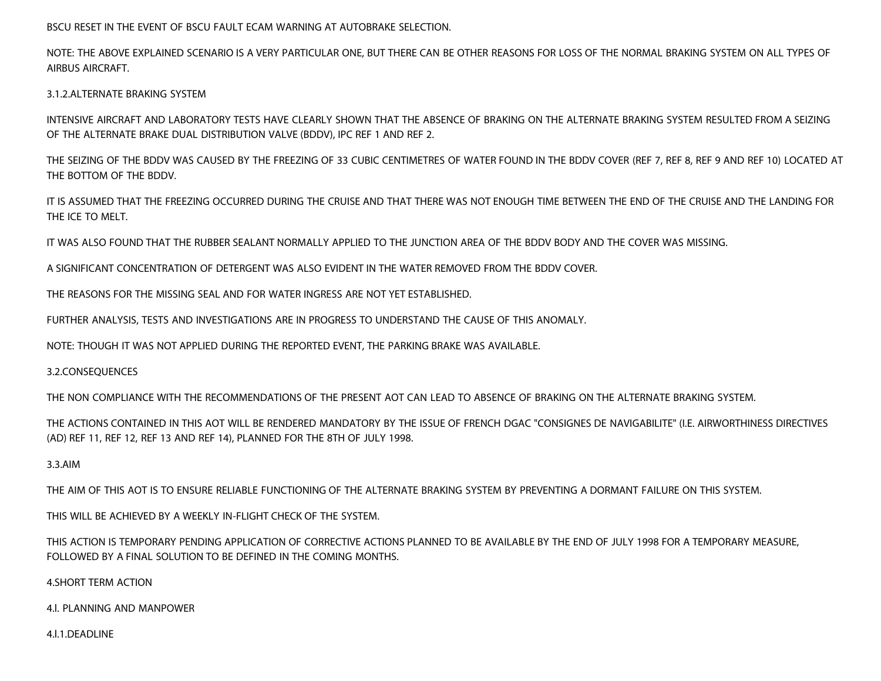BSCU RESET IN THE EVENT OF BSCU FAULT ECAM WARNING AT AUTOBRAKE SELECTION.

NOTE: THE ABOVE EXPLAINED SCENARIO IS A VERY PARTICULAR ONE, BUT THERE CAN BE OTHER REASONS FOR LOSS OF THE NORMAL BRAKING SYSTEM ON ALL TYPES OF AIRBUS AIRCRAFT.

### 3.1.2.ALTERNATE BRAKING SYSTEM

INTENSIVE AIRCRAFT AND LABORATORY TESTS HAVE CLEARLY SHOWN THAT THE ABSENCE OF BRAKING ON THE ALTERNATE BRAKING SYSTEM RESULTED FROM A SEIZING OF THE ALTERNATE BRAKE DUAL DISTRIBUTION VALVE (BDDV), IPC REF 1 AND REF 2.

THE SEIZING OF THE BDDV WAS CAUSED BY THE FREEZING OF 33 CUBIC CENTIMETRES OF WATER FOUND IN THE BDDV COVER (REF 7, REF 8, REF 9 AND REF 10) LOCATED AT THE BOTTOM OF THE BDDV.

IT IS ASSUMED THAT THE FREEZING OCCURRED DURING THE CRUISE AND THAT THERE WAS NOT ENOUGH TIME BETWEEN THE END OF THE CRUISE AND THE LANDING FOR THE ICE TO MELT.

IT WAS ALSO FOUND THAT THE RUBBER SEALANT NORMALLY APPLIED TO THE JUNCTION AREA OF THE BDDV BODY AND THE COVER WAS MISSING.

A SIGNIFICANT CONCENTRATION OF DETERGENT WAS ALSO EVIDENT IN THE WATER REMOVED FROM THE BDDV COVER.

THE REASONS FOR THE MISSING SEAL AND FOR WATER INGRESS ARE NOT YET ESTABLISHED.

FURTHER ANALYSIS, TESTS AND INVESTIGATIONS ARE IN PROGRESS TO UNDERSTAND THE CAUSE OF THIS ANOMALY.

NOTE: THOUGH IT WAS NOT APPLIED DURING THE REPORTED EVENT, THE PARKING BRAKE WAS AVAILABLE.

### 3.2.CONSEQUENCES

THE NON COMPLIANCE WITH THE RECOMMENDATIONS OF THE PRESENT AOT CAN LEAD TO ABSENCE OF BRAKING ON THE ALTERNATE BRAKING SYSTEM.

THE ACTIONS CONTAINED IN THIS AOT WILL BE RENDERED MANDATORY BY THE ISSUE OF FRENCH DGAC "CONSIGNES DE NAVIGABILITE" (I.E. AIRWORTHINESS DIRECTIVES (AD) REF 11, REF 12, REF 13 AND REF 14), PLANNED FOR THE 8TH OF JULY 1998.

### 3.3.AIM

THE AIM OF THIS AOT IS TO ENSURE RELIABLE FUNCTIONING OF THE ALTERNATE BRAKING SYSTEM BY PREVENTING A DORMANT FAILURE ON THIS SYSTEM.

THIS WILL BE ACHIEVED BY A WEEKLY IN-FLIGHT CHECK OF THE SYSTEM.

THIS ACTION IS TEMPORARY PENDING APPLICATION OF CORRECTIVE ACTIONS PLANNED TO BE AVAILABLE BY THE END OF JULY 1998 FOR A TEMPORARY MEASURE, FOLLOWED BY A FINAL SOLUTION TO BE DEFINED IN THE COMING MONTHS.

## 4.SHORT TERM ACTION

### 4.l. PLANNING AND MANPOWER

#### 4.l.1.DEADLINE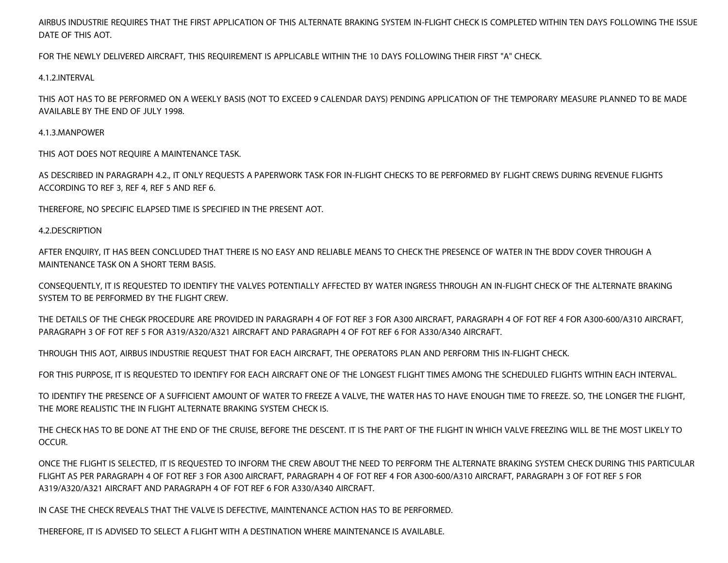AIRBUS INDUSTRIE REQUIRES THAT THE FIRST APPLICATION OF THIS ALTERNATE BRAKING SYSTEM IN-FLIGHT CHECK IS COMPLETED WITHIN TEN DAYS FOLLOWING THE ISSUE DATE OF THIS AOT.

FOR THE NEWLY DELIVERED AIRCRAFT, THIS REQUIREMENT IS APPLICABLE WITHIN THE 10 DAYS FOLLOWING THEIR FIRST "A" CHECK.

4.1.2.INTERVAL

THIS AOT HAS TO BE PERFORMED ON A WEEKLY BASIS (NOT TO EXCEED 9 CALENDAR DAYS) PENDING APPLICATION OF THE TEMPORARY MEASURE PLANNED TO BE MADE AVAILABLE BY THE END OF JULY 1998.

4.1.3.MANPOWER

THIS AOT DOES NOT REQUIRE A MAINTENANCE TASK.

AS DESCRIBED IN PARAGRAPH 4.2., IT ONLY REQUESTS A PAPERWORK TASK FOR IN-FLIGHT CHECKS TO BE PERFORMED BY FLIGHT CREWS DURING REVENUE FLIGHTS ACCORDING TO REF 3, REF 4, REF 5 AND REF 6.

THEREFORE, NO SPECIFIC ELAPSED TIME IS SPECIFIED IN THE PRESENT AOT.

4.2.DESCRIPTION

AFTER ENQUIRY, IT HAS BEEN CONCLUDED THAT THERE IS NO EASY AND RELIABLE MEANS TO CHECK THE PRESENCE OF WATER IN THE BDDV COVER THROUGH A MAINTENANCE TASK ON A SHORT TERM BASIS.

CONSEQUENTLY, IT IS REQUESTED TO IDENTIFY THE VALVES POTENTIALLY AFFECTED BY WATER INGRESS THROUGH AN IN-FLIGHT CHECK OF THE ALTERNATE BRAKING SYSTEM TO BE PERFORMED BY THE FLIGHT CREW.

THE DETAILS OF THE CHEGK PROCEDURE ARE PROVIDED IN PARAGRAPH 4 OF FOT REF 3 FOR A300 AIRCRAFT, PARAGRAPH 4 OF FOT REF 4 FOR A300-600/A310 AIRCRAFT, PARAGRAPH 3 OF FOT REF 5 FOR A319/A320/A321 AIRCRAFT AND PARAGRAPH 4 OF FOT REF 6 FOR A330/A340 AIRCRAFT.

THROUGH THIS AOT, AIRBUS INDUSTRIE REQUEST THAT FOR EACH AIRCRAFT, THE OPERATORS PLAN AND PERFORM THIS IN-FLIGHT CHECK.

FOR THIS PURPOSE, IT IS REQUESTED TO IDENTIFY FOR EACH AIRCRAFT ONE OF THE LONGEST FLIGHT TIMES AMONG THE SCHEDULED FLIGHTS WITHIN EACH INTERVAL.

TO IDENTIFY THE PRESENCE OF A SUFFICIENT AMOUNT OF WATER TO FREEZE A VALVE, THE WATER HAS TO HAVE ENOUGH TIME TO FREEZE. SO, THE LONGER THE FLIGHT, THE MORE REALISTIC THE IN FLIGHT ALTERNATE BRAKING SYSTEM CHECK IS.

THE CHECK HAS TO BE DONE AT THE END OF THE CRUISE, BEFORE THE DESCENT. IT IS THE PART OF THE FLIGHT IN WHICH VALVE FREEZING WILL BE THE MOST LIKELY TO OCCUR.

ONCE THE FLIGHT IS SELECTED, IT IS REQUESTED TO INFORM THE CREW ABOUT THE NEED TO PERFORM THE ALTERNATE BRAKING SYSTEM CHECK DURING THIS PARTICULAR FLIGHT AS PER PARAGRAPH 4 OF FOT REF 3 FOR A300 AIRCRAFT, PARAGRAPH 4 OF FOT REF 4 FOR A300-600/A310 AIRCRAFT, PARAGRAPH 3 OF FOT REF 5 FOR A319/A320/A321 AIRCRAFT AND PARAGRAPH 4 OF FOT REF 6 FOR A330/A340 AIRCRAFT.

IN CASE THE CHECK REVEALS THAT THE VALVE IS DEFECTIVE, MAINTENANCE ACTION HAS TO BE PERFORMED.

THEREFORE, IT IS ADVISED TO SELECT A FLIGHT WITH A DESTINATION WHERE MAINTENANCE IS AVAILABLE.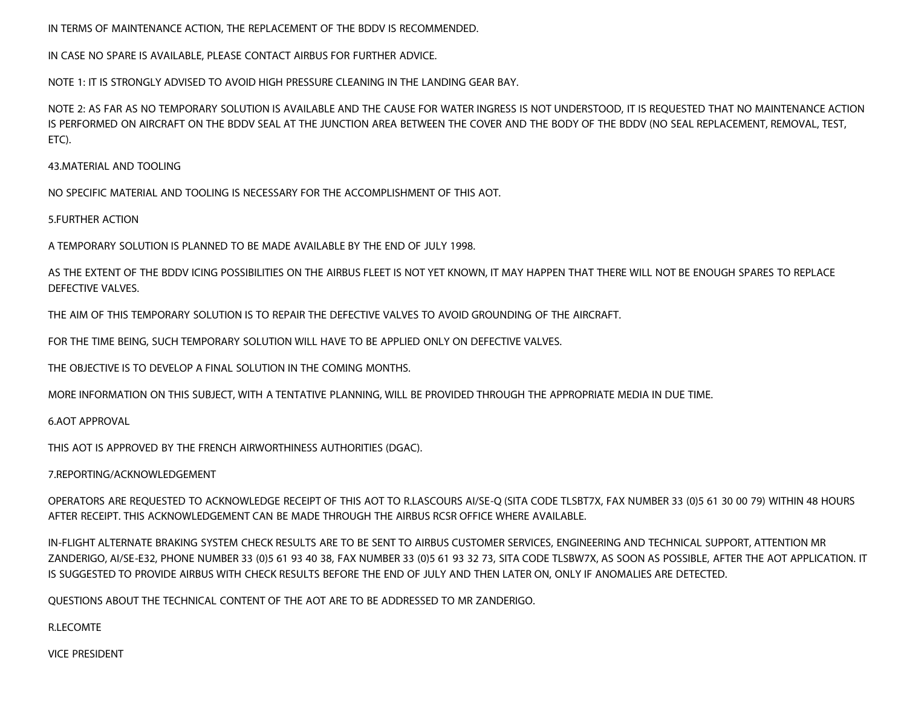IN TERMS OF MAINTENANCE ACTION, THE REPLACEMENT OF THE BDDV IS RECOMMENDED.

IN CASE NO SPARE IS AVAILABLE, PLEASE CONTACT AIRBUS FOR FURTHER ADVICE.

NOTE 1: IT IS STRONGLY ADVISED TO AVOID HIGH PRESSURE CLEANING IN THE LANDING GEAR BAY.

NOTE 2: AS FAR AS NO TEMPORARY SOLUTION IS AVAILABLE AND THE CAUSE FOR WATER INGRESS IS NOT UNDERSTOOD, IT IS REQUESTED THAT NO MAINTENANCE ACTION IS PERFORMED ON AIRCRAFT ON THE BDDV SEAL AT THE JUNCTION AREA BETWEEN THE COVER AND THE BODY OF THE BDDV (NO SEAL REPLACEMENT, REMOVAL, TEST, ETC).

43.MATERIAL AND TOOLING

NO SPECIFIC MATERIAL AND TOOLING IS NECESSARY FOR THE ACCOMPLISHMENT OF THIS AOT.

5.FURTHER ACTION

A TEMPORARY SOLUTION IS PLANNED TO BE MADE AVAILABLE BY THE END OF JULY 1998.

AS THE EXTENT OF THE BDDV ICING POSSIBILITIES ON THE AIRBUS FLEET IS NOT YET KNOWN, IT MAY HAPPEN THAT THERE WILL NOT BE ENOUGH SPARES TO REPLACE DEFECTIVE VALVES.

THE AIM OF THIS TEMPORARY SOLUTION IS TO REPAIR THE DEFECTIVE VALVES TO AVOID GROUNDING OF THE AIRCRAFT.

FOR THE TIME BEING, SUCH TEMPORARY SOLUTION WILL HAVE TO BE APPLIED ONLY ON DEFECTIVE VALVES.

THE OBJECTIVE IS TO DEVELOP A FINAL SOLUTION IN THE COMING MONTHS.

MORE INFORMATION ON THIS SUBJECT, WITH A TENTATIVE PLANNING, WILL BE PROVIDED THROUGH THE APPROPRIATE MEDIA IN DUE TIME.

6.AOT APPROVAL

THIS AOT IS APPROVED BY THE FRENCH AIRWORTHINESS AUTHORITIES (DGAC).

7.REPORTING/ACKNOWLEDGEMENT

OPERATORS ARE REQUESTED TO ACKNOWLEDGE RECEIPT OF THIS AOT TO R.LASCOURS AI/SE-Q (SITA CODE TLSBT7X, FAX NUMBER 33 (0)5 61 30 00 79) WITHIN 48 HOURS AFTER RECEIPT. THIS ACKNOWLEDGEMENT CAN BE MADE THROUGH THE AIRBUS RCSR OFFICE WHERE AVAILABLE.

IN-FLIGHT ALTERNATE BRAKING SYSTEM CHECK RESULTS ARE TO BE SENT TO AIRBUS CUSTOMER SERVICES, ENGINEERING AND TECHNICAL SUPPORT, ATTENTION MR ZANDERIGO, AI/SE-E32, PHONE NUMBER 33 (0)5 61 93 40 38, FAX NUMBER 33 (0)5 61 93 32 73, SITA CODE TLSBW7X, AS SOON AS POSSIBLE, AFTER THE AOT APPLICATION. IT IS SUGGESTED TO PROVIDE AIRBUS WITH CHECK RESULTS BEFORE THE END OF JULY AND THEN LATER ON, ONLY IF ANOMALIES ARE DETECTED.

QUESTIONS ABOUT THE TECHNICAL CONTENT OF THE AOT ARE TO BE ADDRESSED TO MR ZANDERIGO.

R.LECOMTE

VICE PRESIDENT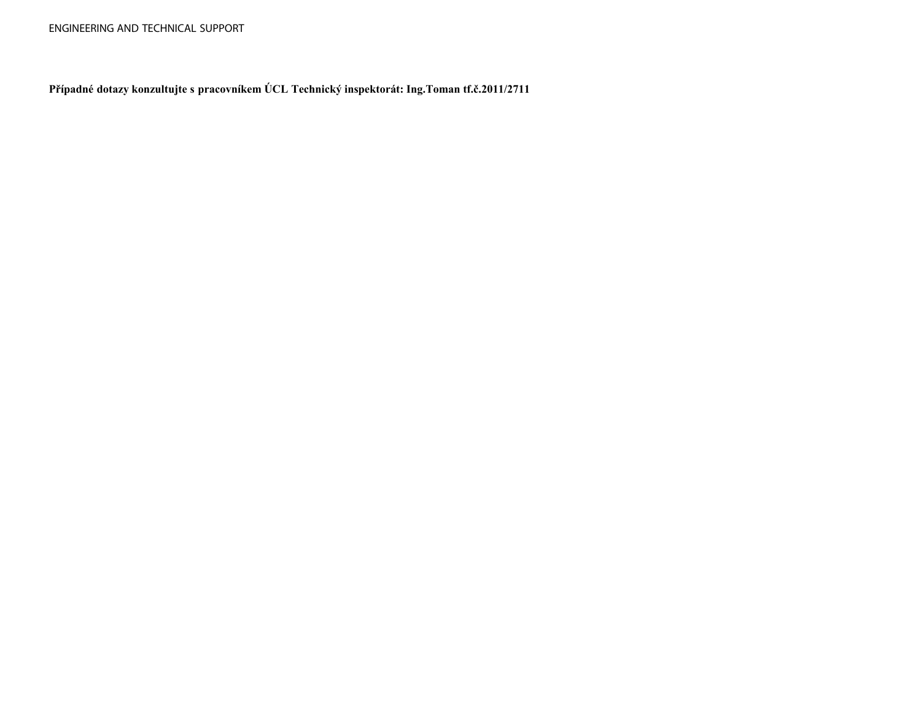**Případné dotazy konzultujte s pracovníkem ÚCL Technický inspektorát: Ing.Toman tf.č.2011/2711**